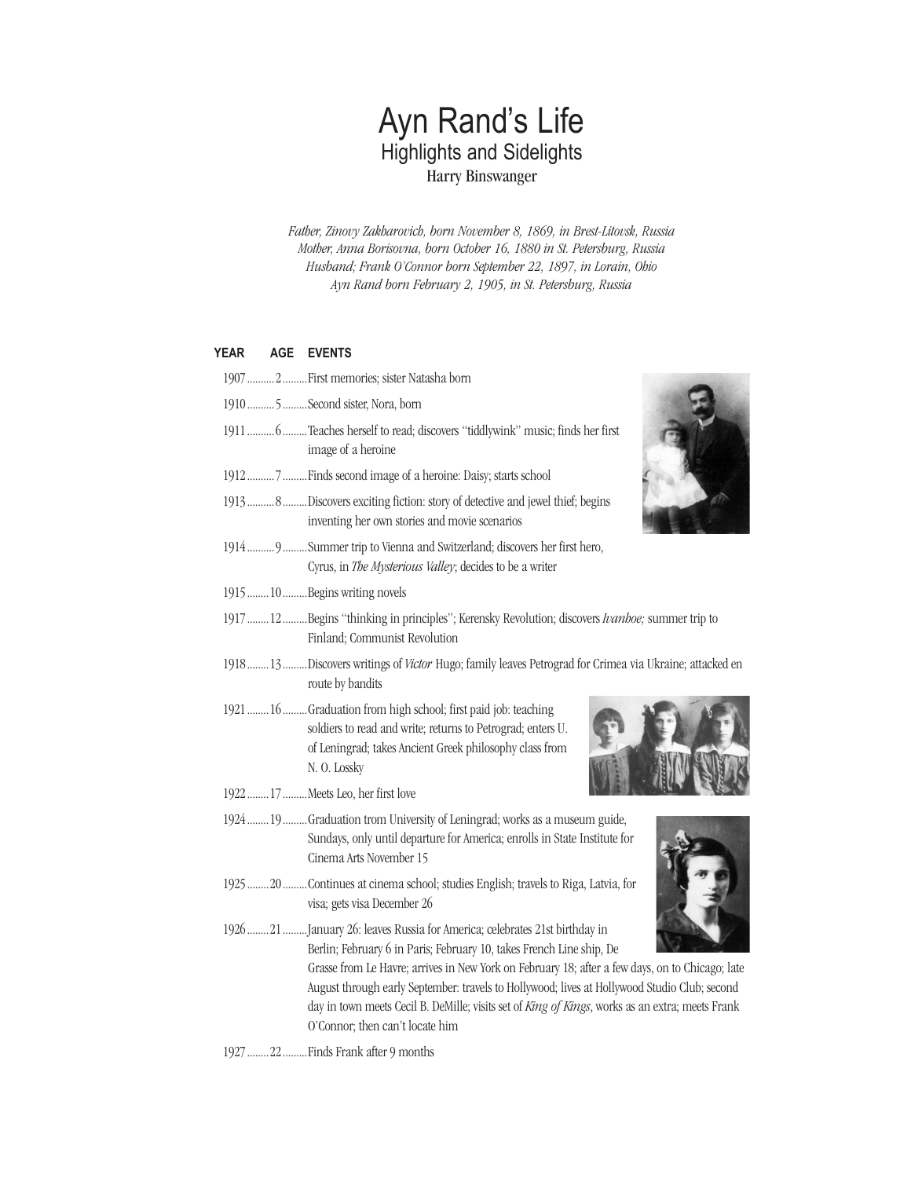# Ayn Rand's Life

## Highlights and Sidelights

### Harry Binswanger

*Father, Zinovy Zakharovich, born November 8, 1869, in Brest-Litovsk, Russia*
*Mother, Anna Borisovna, born October 16, 1880 in St. Petersburg, Russia*
*Husband; Frank O'Connor born September 22, 1897, in Lorain, Ohio*
*Ayn Rand born February 2, 1905, in St. Petersburg, Russia*

| YEAR | AGE | EVENTS |
|---|---|---|
| 1907 | 2 | First memories; sister Natasha born |
| 1910 | 5 | Second sister, Nora, born |
| 1911 | 6 | Teaches herself to read; discovers "tiddlywink" music; finds her first image of a heroine |
| 1912 | 7 | Finds second image of a heroine: Daisy; starts school |
| 1913 | 8 | Discovers exciting fiction: story of detective and jewel thief; begins inventing her own stories and movie scenarios |
| 1914 | 9 | Summer trip to Vienna and Switzerland; discovers her first hero, Cyrus, in *The Mysterious Valley*; decides to be a writer |
| 1915 | 10 | Begins writing novels |
| 1917 | 12 | Begins "thinking in principles"; Kerensky Revolution; discovers *Ivanhoe;* summer trip to Finland; Communist Revolution |
| 1918 | 13 | Discovers writings of *Victor* Hugo; family leaves Petrograd for Crimea via Ukraine; attacked en route by bandits |
| 1921 | 16 | Graduation from high school; first paid job: teaching soldiers to read and write; returns to Petrograd; enters U. of Leningrad; takes Ancient Greek philosophy class from N. O. Lossky |
| 1922 | 17 | Meets Leo, her first love |
| 1924 | 19 | Graduation trom University of Leningrad; works as a museum guide, Sundays, only until departure for America; enrolls in State Institute for Cinema Arts November 15 |
| 1925 | 20 | Continues at cinema school; studies English; travels to Riga, Latvia, for visa; gets visa December 26 |
| 1926 | 21 | January 26: leaves Russia for America; celebrates 21st birthday in Berlin; February 6 in Paris; February 10, takes French Line ship, De Grasse from Le Havre; arrives in New York on February 18; after a few days, on to Chicago; late August through early September: travels to Hollywood; lives at Hollywood Studio Club; second day in town meets Cecil B. DeMille; visits set of *King of Kings*, works as an extra; meets Frank O'Connor; then can't locate him |
| 1927 | 22 | Finds Frank after 9 months |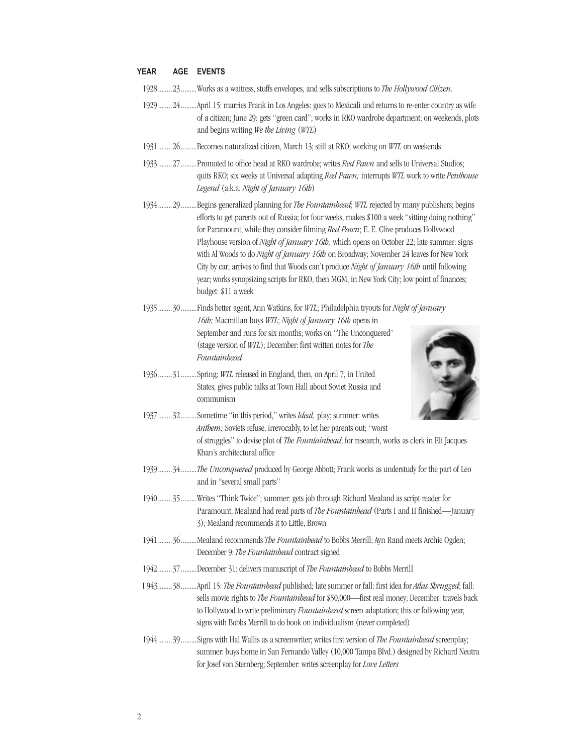| YEAR | AGE | EVENTS |
|---|---|---|
| 1928 | 23 | Works as a waitress, stuffs envelopes, and sells subscriptions to *The Hollywood Citizen.* |
| 1929 | 24 | April 15: marries Frank in Los Angeles: goes to Mexicali and returns to re-enter country as wife of a citizen; June 29: gets "green card"; works in RKO wardrobe department; on weekends, plots and begins writing *We the Living* (*WTL*) |
| 1931 | 26 | Becomes naturalized citizen, March 13; still at RKO; working on *WTL* on weekends |
| 1933 | 27 | Promoted to office head at RKO wardrobe; writes *Red Pawn* and sells to Universal Studios; quits RKO; six weeks at Universal adapting *Red Pawn;* interrupts *WTL* work to write *Penthouse Legend* (a.k.a. *Night of January 16th*) |
| 1934 | 29 | Begins generalized planning for *The Fountainhead*; *WTL* rejected by many publishers; begins efforts to get parents out of Russia; for four weeks, makes $100 a week "sitting doing nothing" for Paramount, while they consider filming *Red Pawn*; E. E. Clive produces Hollywood Playhouse version of *Night of January 16th,* which opens on October 22; late summer: signs with Al Woods to do *Night of January 16th* on Broadway; November 24 leaves for New York City by car; arrives to find that Woods can't produce *Night of January 16th* until following year; works synopsizing scripts for RKO, then MGM, in New York City; low point of finances; budget: $11 a week |
| 1935 | 30 | Finds better agent, Ann Watkins, for *WTL*; Philadelphia tryouts for *Night of January 16th;* Macmillan buys *WTL*; *Night of January 16th* opens in September and runs for six months; works on "The Unconquered" (stage version of *WTL*); December: first written notes for *The Fountainhead* |
| 1936 | 31 | Spring: *WTL* released in England, then, on April 7, in United States; gives public talks at Town Hall about Soviet Russia and communism |
| 1937 | 32 | Sometime "in this period," writes *Ideal,* play; summer: writes *Anthem;* Soviets refuse, irrevocably, to let her parents out; "worst of struggles" to devise plot of *The Fountainhead*; for research, works as clerk in Eli Jacques Khan's architectural office |
| 1939 | 34 | *The Unconquered* produced by George Abbott; Frank works as understudy for the part of Leo and in "several small parts" |
| 1940 | 35 | Writes "Think Twice"; summer: gets job through Richard Mealand as script reader for Paramount; Mealand had read parts of *The Fountainhead* (Parts I and II finished—January 3); Mealand recommends it to Little, Brown |
| 1941 | 36 | Mealand recommends *The Fountainhead* to Bobbs Merrill; Ayn Rand meets Archie Ogden; December 9: *The Fountainhead* contract signed |
| 1942 | 37 | December 31: delivers manuscript of *The Fountainhead* to Bobbs MerrilI |
| 1943 | 38 | April 15: *The Fountainhead* published; late summer or fall: first idea for *Atlas Shrugged*; fall: sells movie rights to *The Fountainhead* for $50,000—first real money; December: travels back to Hollywood to write preliminary *Fountainhead* screen adaptation; this or following year, signs with Bobbs Merrill to do book on individualism (never completed) |
| 1944 | 39 | Signs with Hal Wallis as a screenwriter; writes first version of *The Fountainhead* screenplay; summer: buys home in San Fernando Valley (10,000 Tampa Blvd.) designed by Richard Neutra for Josef von Sternberg; September: writes screenplay for *Love Letters* |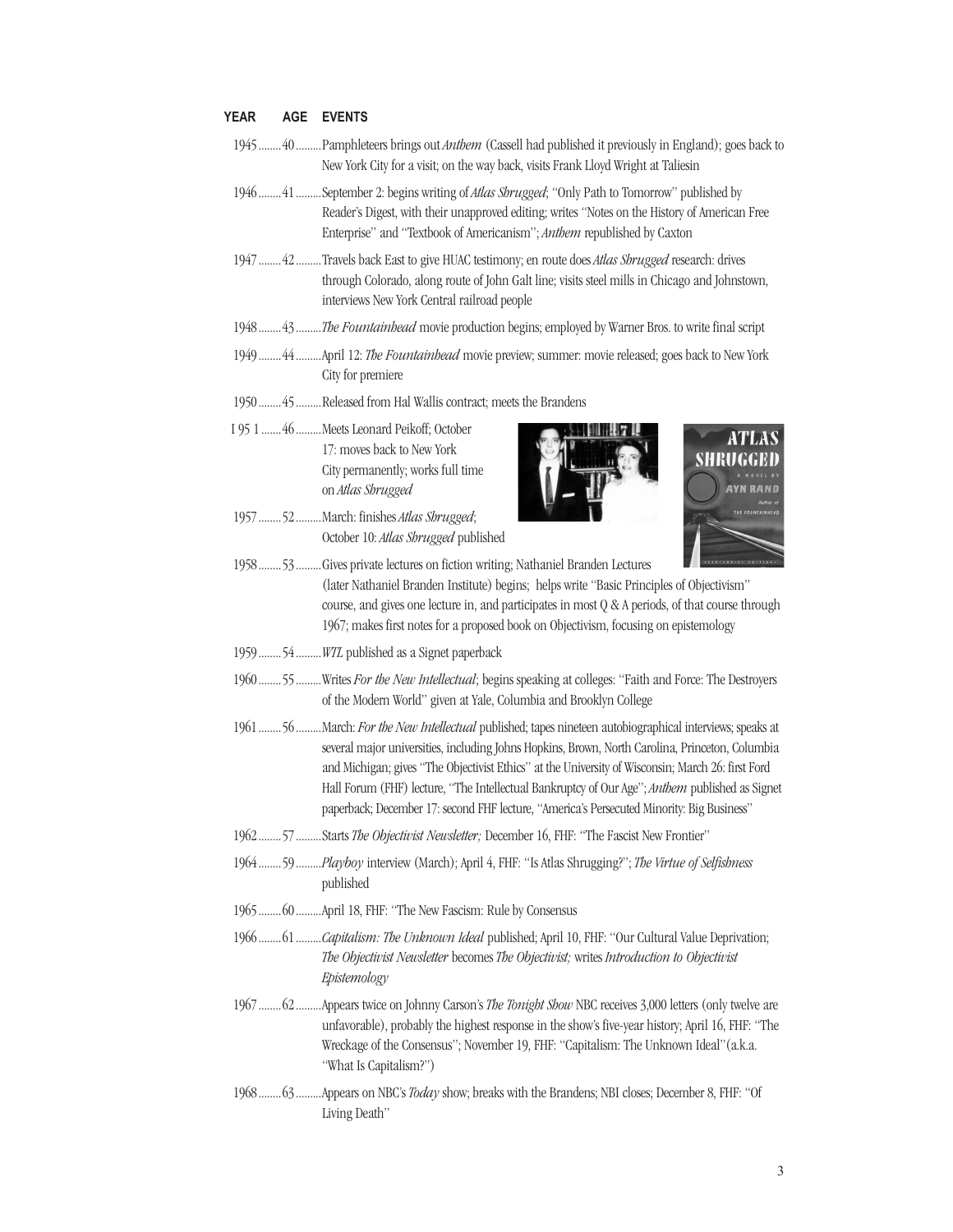| YEAR | AGE | EVENTS |
|---|---|---|
| 1945 | 40 | Pamphleteers brings out *Anthem* (Cassell had published it previously in England); goes back to New York City for a visit; on the way back, visits Frank Lloyd Wright at Taliesin |
| 1946 | 41 | September 2: begins writing of *Atlas Shrugged*; "Only Path to Tomorrow" published by Reader's Digest, with their unapproved editing; writes "Notes on the History of American Free Enterprise" and "Textbook of Americanism"; *Anthem* republished by Caxton |
| 1947 | 42 | Travels back East to give HUAC testimony; en route does *Atlas Shrugged* research: drives through Colorado, along route of John Galt line; visits steel mills in Chicago and Johnstown, interviews New York Central railroad people |
| 1948 | 43 | *The Fountainhead* movie production begins; employed by Warner Bros. to write final script |
| 1949 | 44 | April 12: *The Fountainhead* movie preview; summer: movie released; goes back to New York City for premiere |
| 1950 | 45 | Released from Hal Wallis contract; meets the Brandens |
| 1951 | 46 | Meets Leonard Peikoff; October 17: moves back to New York City permanently; works full time on *Atlas Shrugged* |
| 1957 | 52 | March: finishes *Atlas Shrugged*; October 10: *Atlas Shrugged* published |
| 1958 | 53 | Gives private lectures on fiction writing; Nathaniel Branden Lectures (later Nathaniel Branden Institute) begins; helps write "Basic Principles of Objectivism" course, and gives one lecture in, and participates in most Q & A periods, of that course through 1967; makes first notes for a proposed book on Objectivism, focusing on epistemology |
| 1959 | 54 | *WTL* published as a Signet paperback |
| 1960 | 55 | Writes *For the New Intellectual*; begins speaking at colleges: "Faith and Force: The Destroyers of the Modern World" given at Yale, Columbia and Brooklyn College |
| 1961 | 56 | March: *For the New Intellectual* published; tapes nineteen autobiographical interviews; speaks at several major universities, including Johns Hopkins, Brown, North Carolina, Princeton, Columbia and Michigan; gives "The Objectivist Ethics" at the University of Wisconsin; March 26: first Ford Hall Forum (FHF) lecture, "The Intellectual Bankruptcy of Our Age"; *Anthem* published as Signet paperback; December 17: second FHF lecture, "America's Persecuted Minority: Big Business" |
| 1962 | 57 | Starts *The Objectivist Newsletter;* December 16, FHF: "The Fascist New Frontier" |
| 1964 | 59 | *Playboy* interview (March); April 4, FHF: "Is Atlas Shrugging?"; *The Virtue of Selfishness* published |
| 1965 | 60 | April 18, FHF: "The New Fascism: Rule by Consensus |
| 1966 | 61 | *Capitalism: The Unknown Ideal* published; April 10, FHF: "Our Cultural Value Deprivation; *The Objectivist Newsletter* becomes *The Objectivist;* writes *Introduction to Objectivist Epistemology* |
| 1967 | 62 | Appears twice on Johnny Carson's *The Tonight Show* NBC receives 3,000 letters (only twelve are unfavorable), probably the highest response in the show's five-year history; April 16, FHF: "The Wreckage of the Consensus"; November 19, FHF: "Capitalism: The Unknown Ideal" (a.k.a. "What Is Capitalism?") |
| 1968 | 63 | Appears on NBC's *Today* show; breaks with the Brandens; NBI closes; December 8, FHF: "Of Living Death" |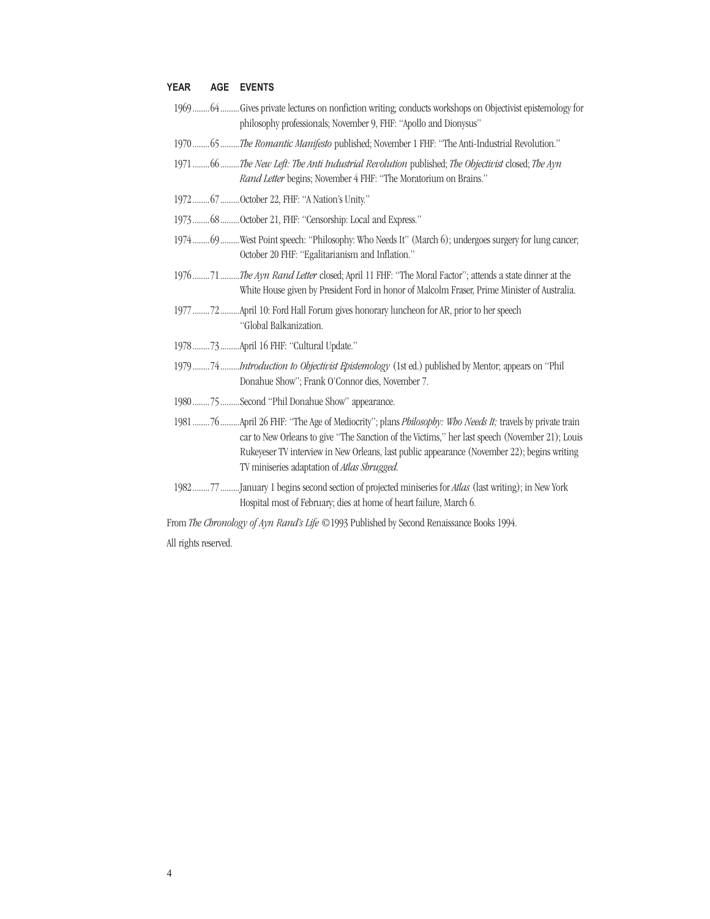| YEAR | AGE | EVENTS |
|---|---|---|
| 1969 | 64 | Gives private lectures on nonfiction writing; conducts workshops on Objectivist epistemology for philosophy professionals; November 9, FHF: "Apollo and Dionysus" |
| 1970 | 65 | *The Romantic Manifesto* published; November 1 FHF: "The Anti-Industrial Revolution." |
| 1971 | 66 | *The New Left: The Anti Industrial Revolution* published; *The Objectivist* closed; *The Ayn Rand Letter* begins; November 4 FHF: "The Moratorium on Brains." |
| 1972 | 67 | October 22, FHF: "A Nation's Unity." |
| 1973 | 68 | October 21, FHF: "Censorship: Local and Express." |
| 1974 | 69 | West Point speech: "Philosophy: Who Needs It" (March 6); undergoes surgery for lung cancer; October 20 FHF: "Egalitarianism and Inflation." |
| 1976 | 71 | *The Ayn Rand Letter* closed; April 11 FHF: "The Moral Factor"; attends a state dinner at the White House given by President Ford in honor of Malcolm Fraser, Prime Minister of Australia. |
| 1977 | 72 | April 10: Ford Hall Forum gives honorary luncheon for AR, prior to her speech "Global Balkanization. |
| 1978 | 73 | April 16 FHF: "Cultural Update." |
| 1979 | 74 | *Introduction to Objectivist Epistemology* (1st ed.) published by Mentor; appears on "Phil Donahue Show"; Frank O'Connor dies, November 7. |
| 1980 | 75 | Second "Phil Donahue Show" appearance. |
| 1981 | 76 | April 26 FHF: "The Age of Mediocrity"; plans *Philosophy: Who Needs It;* travels by private train car to New Orleans to give "The Sanction of the Victims," her last speech (November 21); Louis Rukeyeser TV interview in New Orleans, last public appearance (November 22); begins writing TV miniseries adaptation of *Atlas Shrugged.* |
| 1982 | 77 | January 1 begins second section of projected miniseries for *Atlas* (last writing); in New York Hospital most of February; dies at home of heart failure, March 6. |

From *The Chronology of Ayn Rand's Life* ©1993 Published by Second Renaissance Books 1994.

All rights reserved.